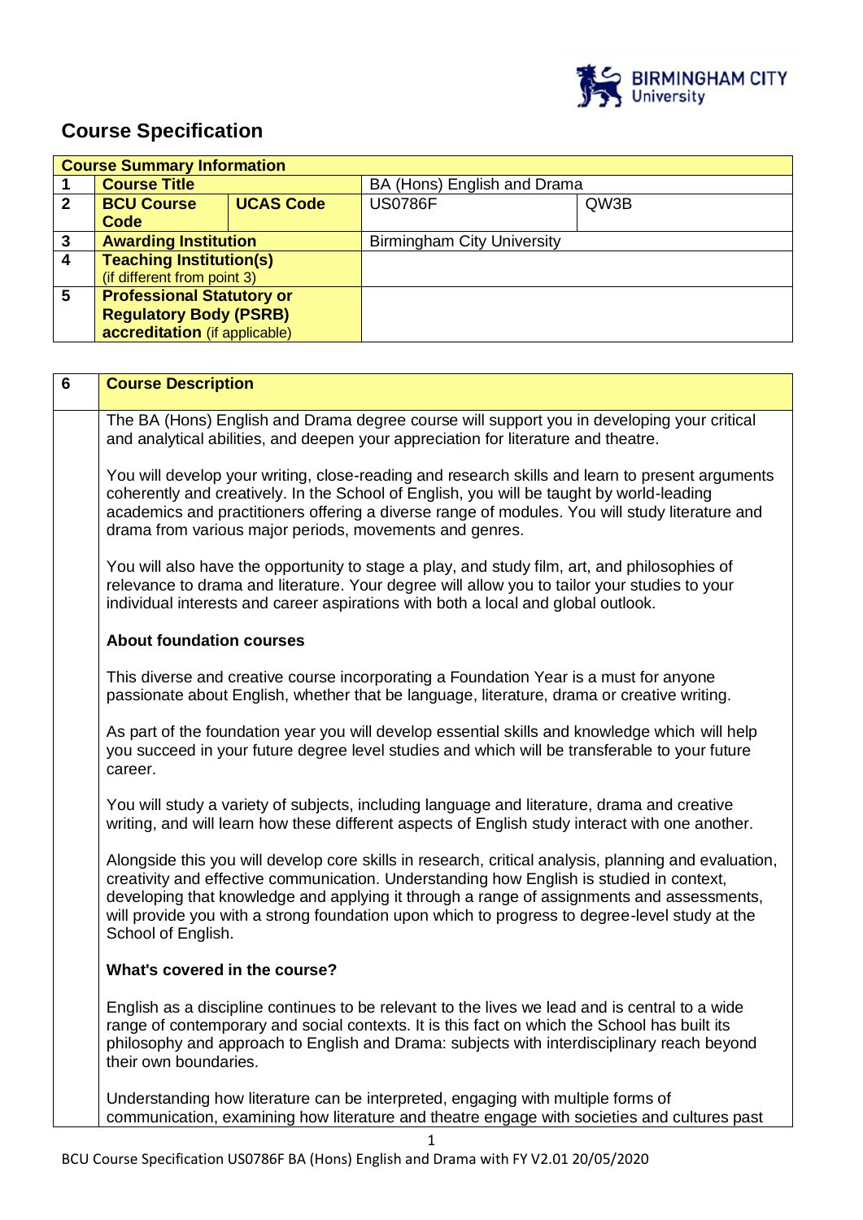# Course Specification

| Course Summary Information | | | | |
|---|---|---|---|---|
| **1** | **Course Title** | | BA (Hons) English and Drama | |
| **2** | **BCU Course Code** | **UCAS Code** | US0786F | QW3B |
| **3** | **Awarding Institution** | | Birmingham City University | |
| **4** | **Teaching Institution(s)** (if different from point 3) | | | |
| **5** | **Professional Statutory or Regulatory Body (PSRB) accreditation** (if applicable) | | | |

| 6 | Course Description |
|---|---|
| | The BA (Hons) English and Drama degree course will support you in developing your critical and analytical abilities, and deepen your appreciation for literature and theatre.<br><br>You will develop your writing, close-reading and research skills and learn to present arguments coherently and creatively. In the School of English, you will be taught by world-leading academics and practitioners offering a diverse range of modules. You will study literature and drama from various major periods, movements and genres.<br><br>You will also have the opportunity to stage a play, and study film, art, and philosophies of relevance to drama and literature. Your degree will allow you to tailor your studies to your individual interests and career aspirations with both a local and global outlook.<br><br>**About foundation courses**<br><br>This diverse and creative course incorporating a Foundation Year is a must for anyone passionate about English, whether that be language, literature, drama or creative writing.<br><br>As part of the foundation year you will develop essential skills and knowledge which will help you succeed in your future degree level studies and which will be transferable to your future career.<br><br>You will study a variety of subjects, including language and literature, drama and creative writing, and will learn how these different aspects of English study interact with one another.<br><br>Alongside this you will develop core skills in research, critical analysis, planning and evaluation, creativity and effective communication. Understanding how English is studied in context, developing that knowledge and applying it through a range of assignments and assessments, will provide you with a strong foundation upon which to progress to degree-level study at the School of English.<br><br>**What's covered in the course?**<br><br>English as a discipline continues to be relevant to the lives we lead and is central to a wide range of contemporary and social contexts. It is this fact on which the School has built its philosophy and approach to English and Drama: subjects with interdisciplinary reach beyond their own boundaries.<br><br>Understanding how literature can be interpreted, engaging with multiple forms of communication, examining how literature and theatre engage with societies and cultures past |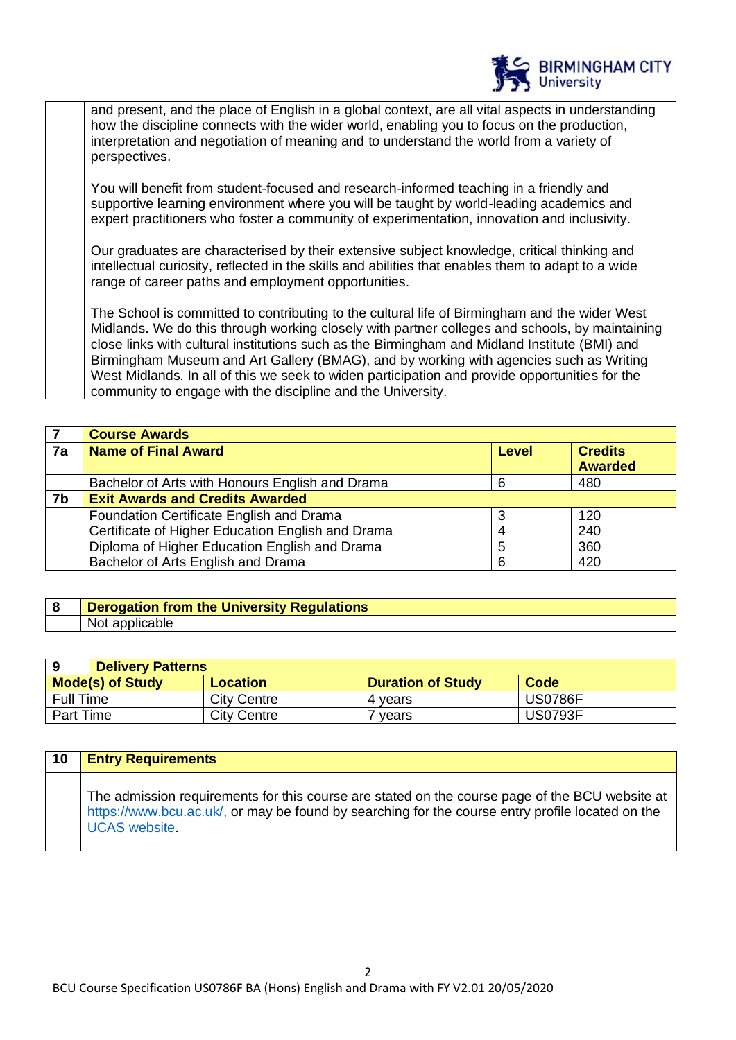and present, and the place of English in a global context, are all vital aspects in understanding how the discipline connects with the wider world, enabling you to focus on the production, interpretation and negotiation of meaning and to understand the world from a variety of perspectives.

You will benefit from student-focused and research-informed teaching in a friendly and supportive learning environment where you will be taught by world-leading academics and expert practitioners who foster a community of experimentation, innovation and inclusivity.

Our graduates are characterised by their extensive subject knowledge, critical thinking and intellectual curiosity, reflected in the skills and abilities that enables them to adapt to a wide range of career paths and employment opportunities.

The School is committed to contributing to the cultural life of Birmingham and the wider West Midlands. We do this through working closely with partner colleges and schools, by maintaining close links with cultural institutions such as the Birmingham and Midland Institute (BMI) and Birmingham Museum and Art Gallery (BMAG), and by working with agencies such as Writing West Midlands. In all of this we seek to widen participation and provide opportunities for the community to engage with the discipline and the University.

| 7 | **Course Awards** | | |
|---|---|---|---|
| **7a** | **Name of Final Award** | **Level** | **Credits Awarded** |
| | Bachelor of Arts with Honours English and Drama | 6 | 480 |
| **7b** | **Exit Awards and Credits Awarded** | | |
| | Foundation Certificate English and Drama | 3 | 120 |
| | Certificate of Higher Education English and Drama | 4 | 240 |
| | Diploma of Higher Education English and Drama | 5 | 360 |
| | Bachelor of Arts English and Drama | 6 | 420 |

| 8 | **Derogation from the University Regulations** |
|---|---|
| | Not applicable |

| 9 **Delivery Patterns** | | | |
|---|---|---|---|
| **Mode(s) of Study** | **Location** | **Duration of Study** | **Code** |
| Full Time | City Centre | 4 years | US0786F |
| Part Time | City Centre | 7 years | US0793F |

| 10 | **Entry Requirements** |
|---|---|
| | The admission requirements for this course are stated on the course page of the BCU website at https://www.bcu.ac.uk/, or may be found by searching for the course entry profile located on the UCAS website. |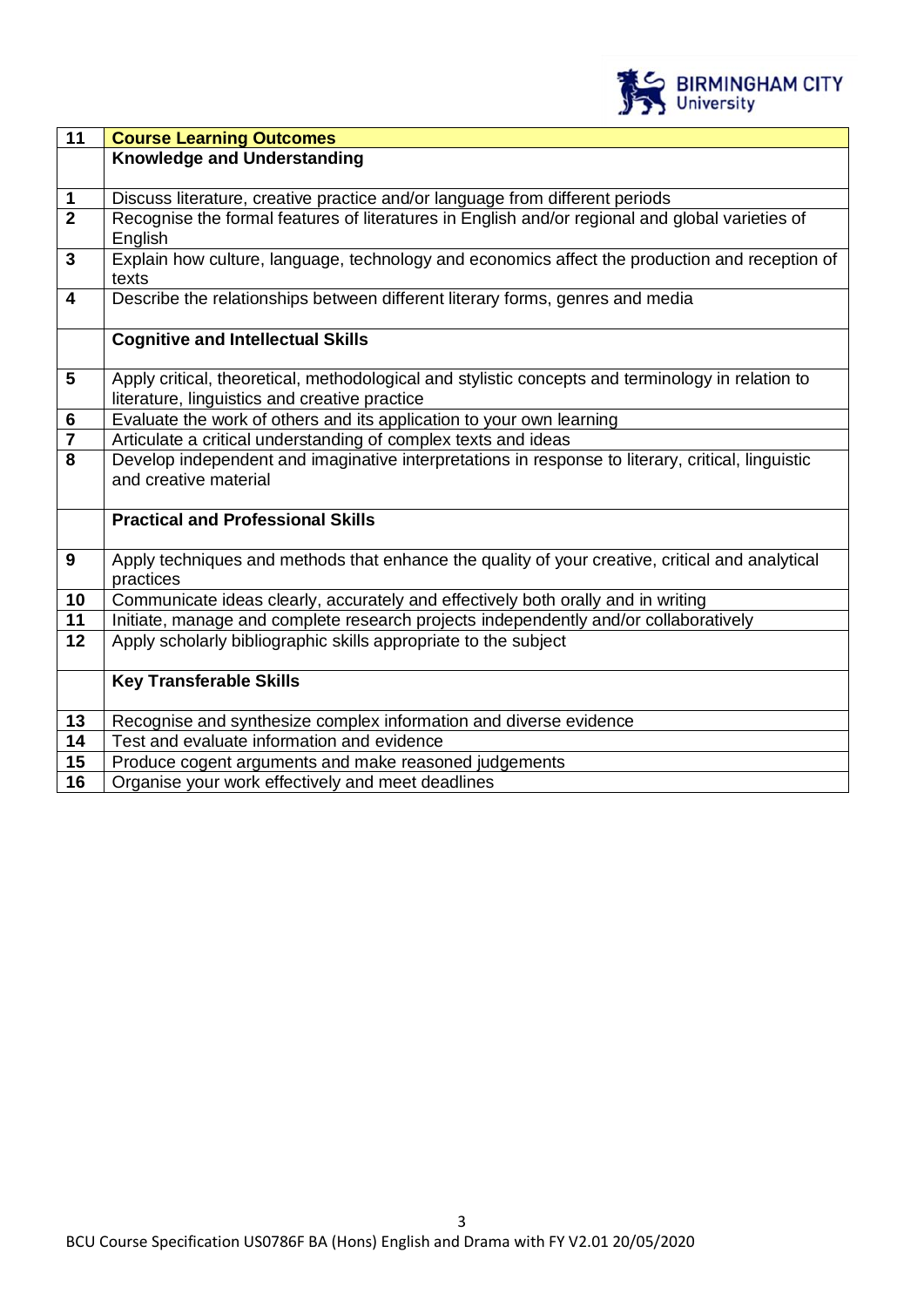| 11 | **Course Learning Outcomes** |
|---|---|
| | **Knowledge and Understanding** |
| 1 | Discuss literature, creative practice and/or language from different periods |
| 2 | Recognise the formal features of literatures in English and/or regional and global varieties of English |
| 3 | Explain how culture, language, technology and economics affect the production and reception of texts |
| 4 | Describe the relationships between different literary forms, genres and media |
| | **Cognitive and Intellectual Skills** |
| 5 | Apply critical, theoretical, methodological and stylistic concepts and terminology in relation to literature, linguistics and creative practice |
| 6 | Evaluate the work of others and its application to your own learning |
| 7 | Articulate a critical understanding of complex texts and ideas |
| 8 | Develop independent and imaginative interpretations in response to literary, critical, linguistic and creative material |
| | **Practical and Professional Skills** |
| 9 | Apply techniques and methods that enhance the quality of your creative, critical and analytical practices |
| 10 | Communicate ideas clearly, accurately and effectively both orally and in writing |
| 11 | Initiate, manage and complete research projects independently and/or collaboratively |
| 12 | Apply scholarly bibliographic skills appropriate to the subject |
| | **Key Transferable Skills** |
| 13 | Recognise and synthesize complex information and diverse evidence |
| 14 | Test and evaluate information and evidence |
| 15 | Produce cogent arguments and make reasoned judgements |
| 16 | Organise your work effectively and meet deadlines |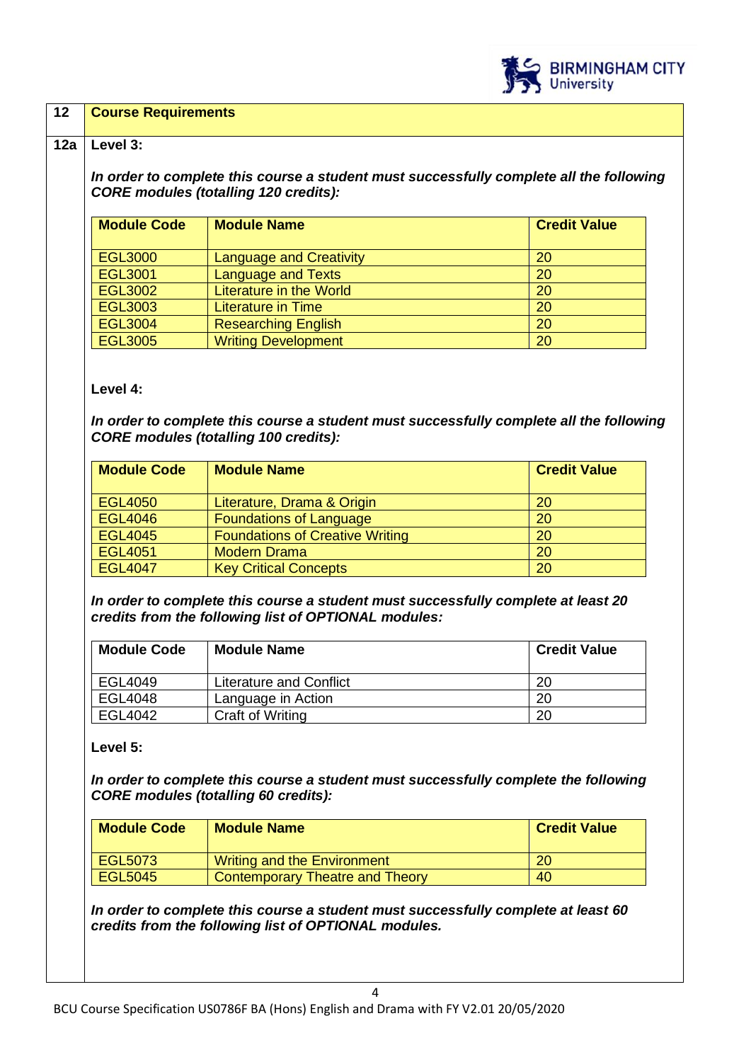| 12 | **Course Requirements** |
|---|---|

**12a Level 3:**

***In order to complete this course a student must successfully complete all the following CORE modules (totalling 120 credits):***

| Module Code | Module Name | Credit Value |
|---|---|---|
| EGL3000 | Language and Creativity | 20 |
| EGL3001 | Language and Texts | 20 |
| EGL3002 | Literature in the World | 20 |
| EGL3003 | Literature in Time | 20 |
| EGL3004 | Researching English | 20 |
| EGL3005 | Writing Development | 20 |

**Level 4:**

***In order to complete this course a student must successfully complete all the following CORE modules (totalling 100 credits):***

| Module Code | Module Name | Credit Value |
|---|---|---|
| EGL4050 | Literature, Drama & Origin | 20 |
| EGL4046 | Foundations of Language | 20 |
| EGL4045 | Foundations of Creative Writing | 20 |
| EGL4051 | Modern Drama | 20 |
| EGL4047 | Key Critical Concepts | 20 |

***In order to complete this course a student must successfully complete at least 20 credits from the following list of OPTIONAL modules:***

| Module Code | Module Name | Credit Value |
|---|---|---|
| EGL4049 | Literature and Conflict | 20 |
| EGL4048 | Language in Action | 20 |
| EGL4042 | Craft of Writing | 20 |

**Level 5:**

***In order to complete this course a student must successfully complete the following CORE modules (totalling 60 credits):***

| Module Code | Module Name | Credit Value |
|---|---|---|
| EGL5073 | Writing and the Environment | 20 |
| EGL5045 | Contemporary Theatre and Theory | 40 |

***In order to complete this course a student must successfully complete at least 60 credits from the following list of OPTIONAL modules.***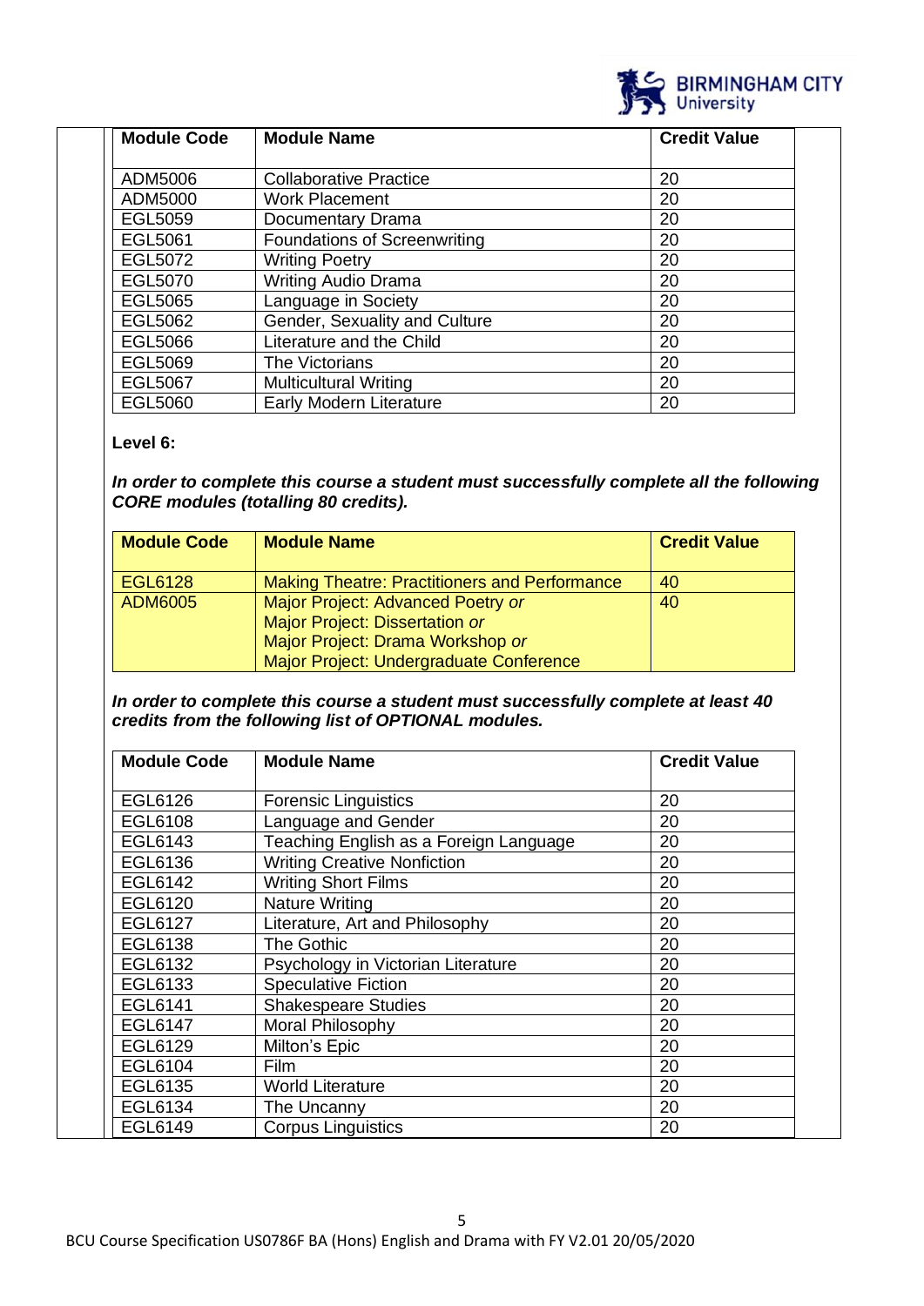| Module Code | Module Name | Credit Value |
| --- | --- | --- |
| ADM5006 | Collaborative Practice | 20 |
| ADM5000 | Work Placement | 20 |
| EGL5059 | Documentary Drama | 20 |
| EGL5061 | Foundations of Screenwriting | 20 |
| EGL5072 | Writing Poetry | 20 |
| EGL5070 | Writing Audio Drama | 20 |
| EGL5065 | Language in Society | 20 |
| EGL5062 | Gender, Sexuality and Culture | 20 |
| EGL5066 | Literature and the Child | 20 |
| EGL5069 | The Victorians | 20 |
| EGL5067 | Multicultural Writing | 20 |
| EGL5060 | Early Modern Literature | 20 |

**Level 6:**

***In order to complete this course a student must successfully complete all the following CORE modules (totalling 80 credits).***

| Module Code | Module Name | Credit Value |
| --- | --- | --- |
| EGL6128 | Making Theatre: Practitioners and Performance | 40 |
| ADM6005 | Major Project: Advanced Poetry *or*<br>Major Project: Dissertation *or*<br>Major Project: Drama Workshop *or*<br>Major Project: Undergraduate Conference | 40 |

***In order to complete this course a student must successfully complete at least 40 credits from the following list of OPTIONAL modules.***

| Module Code | Module Name | Credit Value |
| --- | --- | --- |
| EGL6126 | Forensic Linguistics | 20 |
| EGL6108 | Language and Gender | 20 |
| EGL6143 | Teaching English as a Foreign Language | 20 |
| EGL6136 | Writing Creative Nonfiction | 20 |
| EGL6142 | Writing Short Films | 20 |
| EGL6120 | Nature Writing | 20 |
| EGL6127 | Literature, Art and Philosophy | 20 |
| EGL6138 | The Gothic | 20 |
| EGL6132 | Psychology in Victorian Literature | 20 |
| EGL6133 | Speculative Fiction | 20 |
| EGL6141 | Shakespeare Studies | 20 |
| EGL6147 | Moral Philosophy | 20 |
| EGL6129 | Milton's Epic | 20 |
| EGL6104 | Film | 20 |
| EGL6135 | World Literature | 20 |
| EGL6134 | The Uncanny | 20 |
| EGL6149 | Corpus Linguistics | 20 |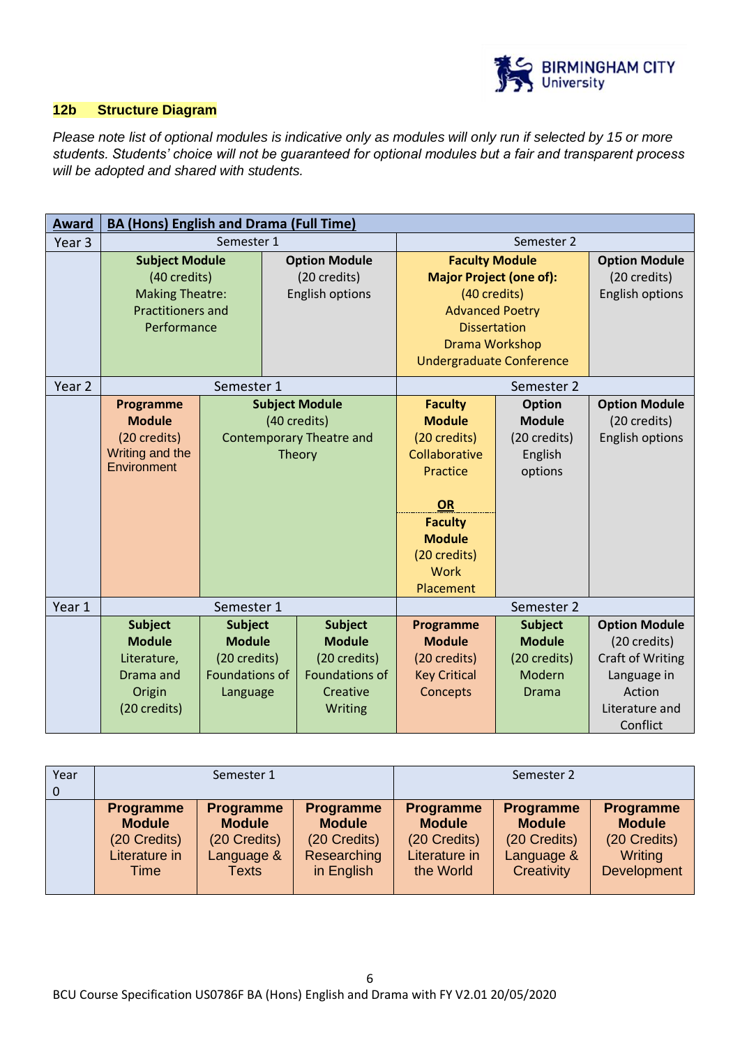## 12b Structure Diagram

*Please note list of optional modules is indicative only as modules will only run if selected by 15 or more students. Students' choice will not be guaranteed for optional modules but a fair and transparent process will be adopted and shared with students.*

| **Award** | **BA (Hons) English and Drama (Full Time)** | | | | | |
|---|---|---|---|---|---|---|
| Year 3 | Semester 1 | | | Semester 2 | | |
| | **Subject Module** (40 credits) Making Theatre: Practitioners and Performance | | **Option Module** (20 credits) English options | **Faculty Module Major Project (one of):** (40 credits) Advanced Poetry Dissertation Drama Workshop Undergraduate Conference | | **Option Module** (20 credits) English options |
| Year 2 | Semester 1 | | | Semester 2 | | |
| | **Programme Module** (20 credits) Writing and the Environment | **Subject Module** (40 credits) Contemporary Theatre and Theory | | **Faculty Module** (20 credits) Collaborative Practice **OR** **Faculty Module** (20 credits) Work Placement | **Option Module** (20 credits) English options | **Option Module** (20 credits) English options |
| Year 1 | Semester 1 | | | Semester 2 | | |
| | **Subject Module** Literature, Drama and Origin (20 credits) | **Subject Module** (20 credits) Foundations of Language | **Subject Module** (20 credits) Foundations of Creative Writing | **Programme Module** (20 credits) Key Critical Concepts | **Subject Module** (20 credits) Modern Drama | **Option Module** (20 credits) Craft of Writing Language in Action Literature and Conflict |

| Year 0 | Semester 1 | | | Semester 2 | | |
|---|---|---|---|---|---|---|
| | **Programme Module** (20 Credits) Literature in Time | **Programme Module** (20 Credits) Language & Texts | **Programme Module** (20 Credits) Researching in English | **Programme Module** (20 Credits) Literature in the World | **Programme Module** (20 Credits) Language & Creativity | **Programme Module** (20 Credits) Writing Development |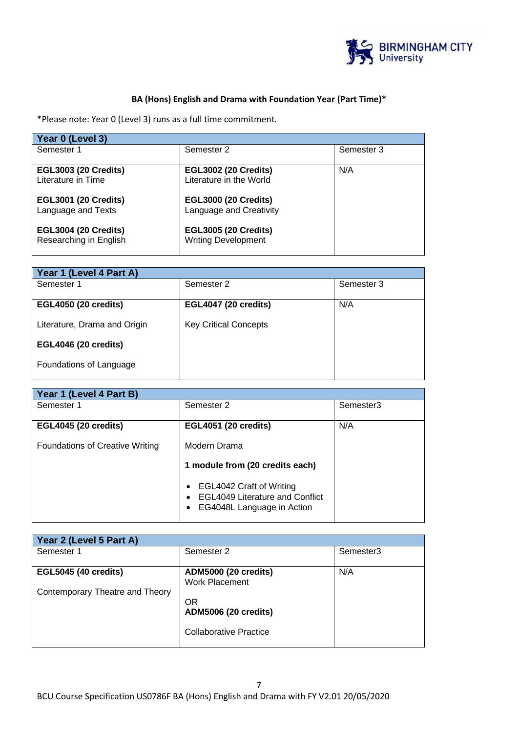**BA (Hons) English and Drama with Foundation Year (Part Time)***

*Please note: Year 0 (Level 3) runs as a full time commitment.

| Year 0 (Level 3) | | |
|---|---|---|
| Semester 1 | Semester 2 | Semester 3 |
| **EGL3003 (20 Credits)**<br>Literature in Time<br><br>**EGL3001 (20 Credits)**<br>Language and Texts<br><br>**EGL3004 (20 Credits)**<br>Researching in English | **EGL3002 (20 Credits)**<br>Literature in the World<br><br>**EGL3000 (20 Credits)**<br>Language and Creativity<br><br>**EGL3005 (20 Credits)**<br>Writing Development | N/A |

| Year 1 (Level 4 Part A) | | |
|---|---|---|
| Semester 1 | Semester 2 | Semester 3 |
| **EGL4050 (20 credits)**<br><br>Literature, Drama and Origin<br><br>**EGL4046 (20 credits)**<br><br>Foundations of Language | **EGL4047 (20 credits)**<br><br>Key Critical Concepts | N/A |

| Year 1 (Level 4 Part B) | | |
|---|---|---|
| Semester 1 | Semester 2 | Semester3 |
| **EGL4045 (20 credits)**<br><br>Foundations of Creative Writing | **EGL4051 (20 credits)**<br><br>Modern Drama<br><br>**1 module from (20 credits each)**<br><br>• EGL4042 Craft of Writing<br>• EGL4049 Literature and Conflict<br>• EG4048L Language in Action | N/A |

| Year 2 (Level 5 Part A) | | |
|---|---|---|
| Semester 1 | Semester 2 | Semester3 |
| **EGL5045 (40 credits)**<br><br>Contemporary Theatre and Theory | **ADM5000 (20 credits)**<br>Work Placement<br><br>OR<br>**ADM5006 (20 credits)**<br><br>Collaborative Practice | N/A |

BCU Course Specification US0786F BA (Hons) English and Drama with FY V2.01 20/05/2020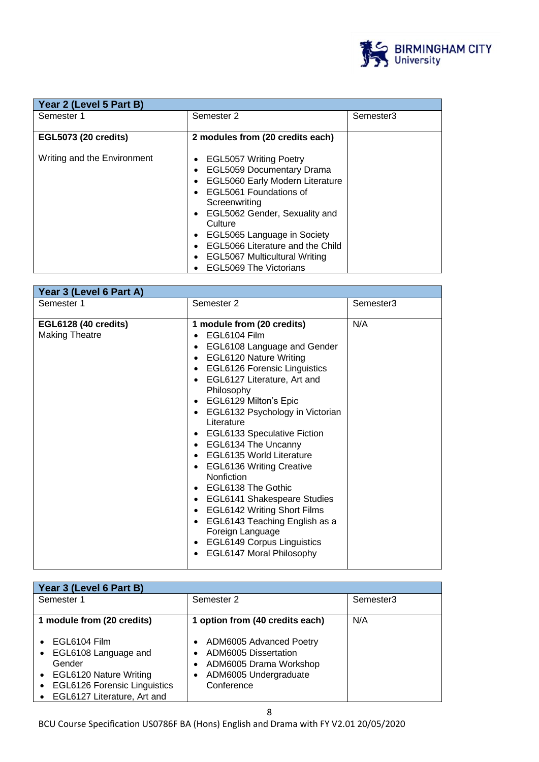| Year 2 (Level 5 Part B) | | |
|---|---|---|
| Semester 1 | Semester 2 | Semester3 |
| **EGL5073 (20 credits)**<br><br>Writing and the Environment | **2 modules from (20 credits each)**<br><br>• EGL5057 Writing Poetry<br>• EGL5059 Documentary Drama<br>• EGL5060 Early Modern Literature<br>• EGL5061 Foundations of Screenwriting<br>• EGL5062 Gender, Sexuality and Culture<br>• EGL5065 Language in Society<br>• EGL5066 Literature and the Child<br>• EGL5067 Multicultural Writing<br>• EGL5069 The Victorians | |

| Year 3 (Level 6 Part A) | | |
|---|---|---|
| Semester 1 | Semester 2 | Semester3 |
| **EGL6128 (40 credits)**<br>Making Theatre | **1 module from (20 credits)**<br>• EGL6104 Film<br>• EGL6108 Language and Gender<br>• EGL6120 Nature Writing<br>• EGL6126 Forensic Linguistics<br>• EGL6127 Literature, Art and Philosophy<br>• EGL6129 Milton's Epic<br>• EGL6132 Psychology in Victorian Literature<br>• EGL6133 Speculative Fiction<br>• EGL6134 The Uncanny<br>• EGL6135 World Literature<br>• EGL6136 Writing Creative Nonfiction<br>• EGL6138 The Gothic<br>• EGL6141 Shakespeare Studies<br>• EGL6142 Writing Short Films<br>• EGL6143 Teaching English as a Foreign Language<br>• EGL6149 Corpus Linguistics<br>• EGL6147 Moral Philosophy | N/A |

| Year 3 (Level 6 Part B) | | |
|---|---|---|
| Semester 1 | Semester 2 | Semester3 |
| **1 module from (20 credits)**<br><br>• EGL6104 Film<br>• EGL6108 Language and Gender<br>• EGL6120 Nature Writing<br>• EGL6126 Forensic Linguistics<br>• EGL6127 Literature, Art and | **1 option from (40 credits each)**<br><br>• ADM6005 Advanced Poetry<br>• ADM6005 Dissertation<br>• ADM6005 Drama Workshop<br>• ADM6005 Undergraduate Conference | N/A |

BCU Course Specification US0786F BA (Hons) English and Drama with FY V2.01 20/05/2020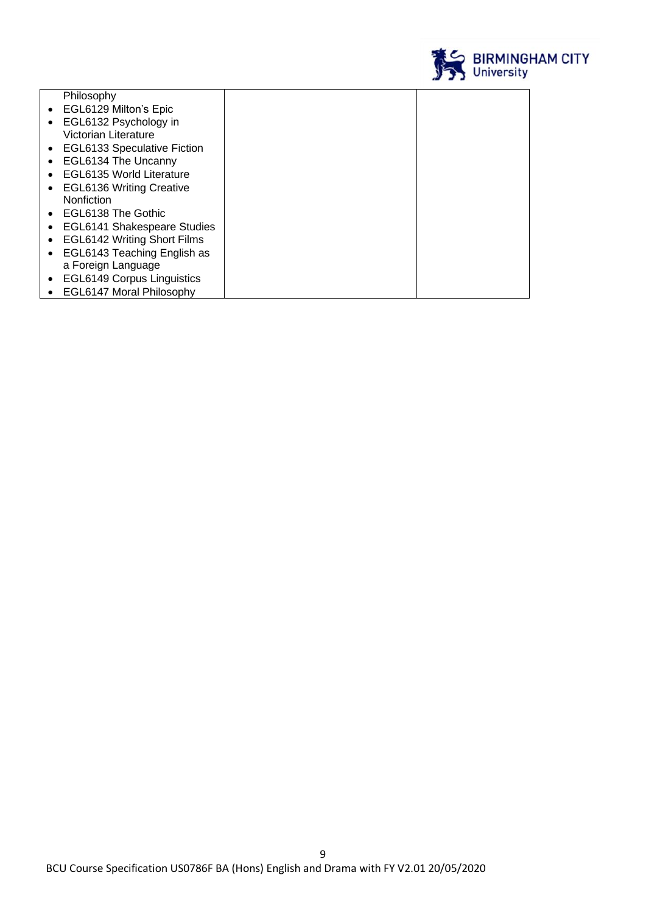| | | |
|---|---|---|
| Philosophy<br>• EGL6129 Milton's Epic<br>• EGL6132 Psychology in Victorian Literature<br>• EGL6133 Speculative Fiction<br>• EGL6134 The Uncanny<br>• EGL6135 World Literature<br>• EGL6136 Writing Creative Nonfiction<br>• EGL6138 The Gothic<br>• EGL6141 Shakespeare Studies<br>• EGL6142 Writing Short Films<br>• EGL6143 Teaching English as a Foreign Language<br>• EGL6149 Corpus Linguistics<br>• EGL6147 Moral Philosophy | | |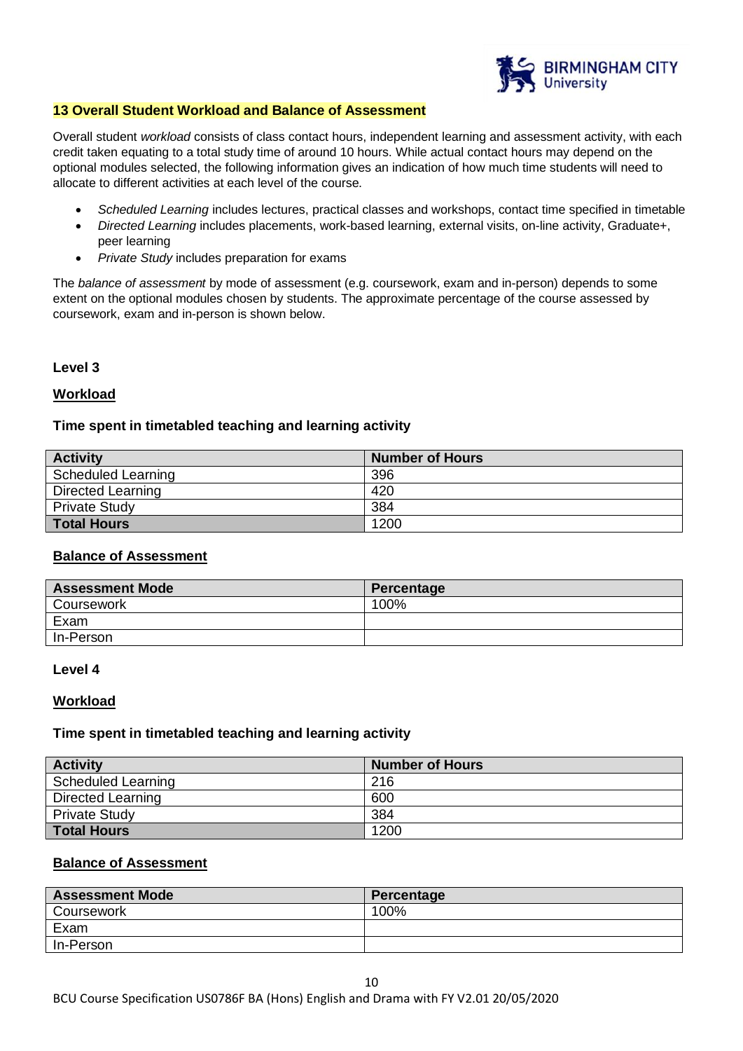## 13 Overall Student Workload and Balance of Assessment

Overall student *workload* consists of class contact hours, independent learning and assessment activity, with each credit taken equating to a total study time of around 10 hours. While actual contact hours may depend on the optional modules selected, the following information gives an indication of how much time students will need to allocate to different activities at each level of the course.

- *Scheduled Learning* includes lectures, practical classes and workshops, contact time specified in timetable
- *Directed Learning* includes placements, work-based learning, external visits, on-line activity, Graduate+, peer learning
- *Private Study* includes preparation for exams

The *balance of assessment* by mode of assessment (e.g. coursework, exam and in-person) depends to some extent on the optional modules chosen by students. The approximate percentage of the course assessed by coursework, exam and in-person is shown below.

**Level 3**

**Workload**

**Time spent in timetabled teaching and learning activity**

| Activity | Number of Hours |
|---|---|
| Scheduled Learning | 396 |
| Directed Learning | 420 |
| Private Study | 384 |
| **Total Hours** | 1200 |

**Balance of Assessment**

| Assessment Mode | Percentage |
|---|---|
| Coursework | 100% |
| Exam | |
| In-Person | |

**Level 4**

**Workload**

**Time spent in timetabled teaching and learning activity**

| Activity | Number of Hours |
|---|---|
| Scheduled Learning | 216 |
| Directed Learning | 600 |
| Private Study | 384 |
| **Total Hours** | 1200 |

**Balance of Assessment**

| Assessment Mode | Percentage |
|---|---|
| Coursework | 100% |
| Exam | |
| In-Person | |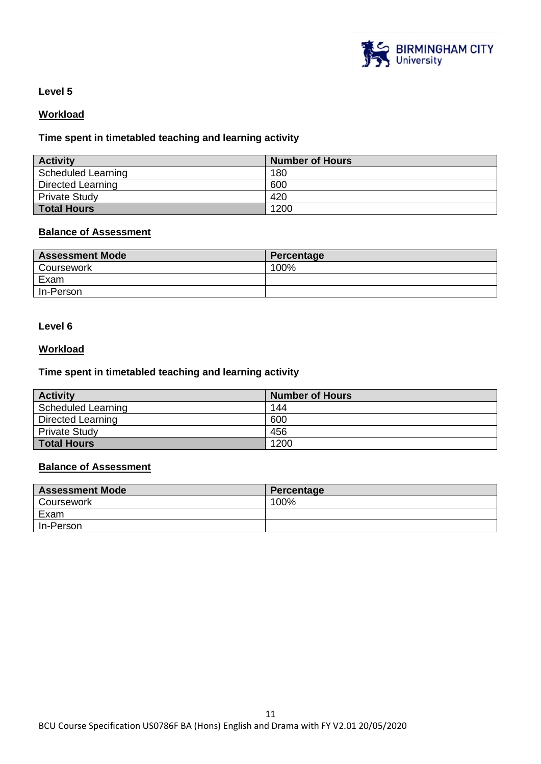**Level 5**

**Workload**

**Time spent in timetabled teaching and learning activity**

| **Activity** | **Number of Hours** |
|---|---|
| Scheduled Learning | 180 |
| Directed Learning | 600 |
| Private Study | 420 |
| **Total Hours** | 1200 |

**Balance of Assessment**

| **Assessment Mode** | **Percentage** |
|---|---|
| Coursework | 100% |
| Exam | |
| In-Person | |

**Level 6**

**Workload**

**Time spent in timetabled teaching and learning activity**

| **Activity** | **Number of Hours** |
|---|---|
| Scheduled Learning | 144 |
| Directed Learning | 600 |
| Private Study | 456 |
| **Total Hours** | 1200 |

**Balance of Assessment**

| **Assessment Mode** | **Percentage** |
|---|---|
| Coursework | 100% |
| Exam | |
| In-Person | |